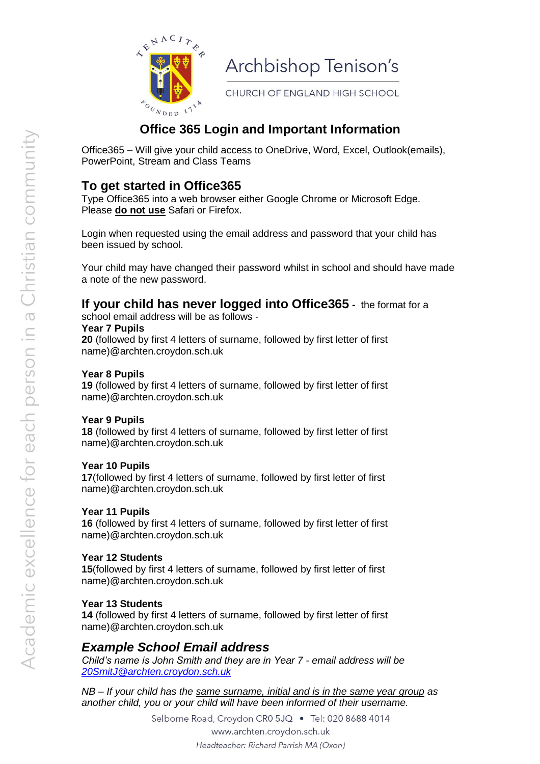Archbishop Tenison's

CHURCH OF ENGLAND HIGH SCHOOL

# Office 365 Login and Important Information

Office365 – Will give your child access to OneDrive, Word, Excel, Outlook(emails), PowerPoint, Stream and Class Teams

## To get started in Office365

Type Office365 into a web browser either Google Chrome or Microsoft Edge. Please **do not use** Safari or Firefox.

Login when requested using the email address and password that your child has been issued by school.

Your child may have changed their password whilst in school and should have made a note of the new password.

## If your child has never logged into Office365 - the format for a school email address will be as follows -

**Year 7 Pupils**
**20** (followed by first 4 letters of surname, followed by first letter of first name)@archten.croydon.sch.uk

**Year 8 Pupils**
**19** (followed by first 4 letters of surname, followed by first letter of first name)@archten.croydon.sch.uk

**Year 9 Pupils**
**18** (followed by first 4 letters of surname, followed by first letter of first name)@archten.croydon.sch.uk

**Year 10 Pupils**
**17**(followed by first 4 letters of surname, followed by first letter of first name)@archten.croydon.sch.uk

**Year 11 Pupils**
**16** (followed by first 4 letters of surname, followed by first letter of first name)@archten.croydon.sch.uk

**Year 12 Students**
**15**(followed by first 4 letters of surname, followed by first letter of first name)@archten.croydon.sch.uk

**Year 13 Students**
**14** (followed by first 4 letters of surname, followed by first letter of first name)@archten.croydon.sch.uk

## *Example School Email address*

*Child's name is John Smith and they are in Year 7 - email address will be [20SmitJ@archten.croydon.sch.uk](mailto:20SmitJ@archten.croydon.sch.uk)*

*NB – If your child has the same surname, initial and is in the same year group as another child, you or your child will have been informed of their username.*

Selborne Road, Croydon CR0 5JQ • Tel: 020 8688 4014
www.archten.croydon.sch.uk
*Headteacher: Richard Parrish MA (Oxon)*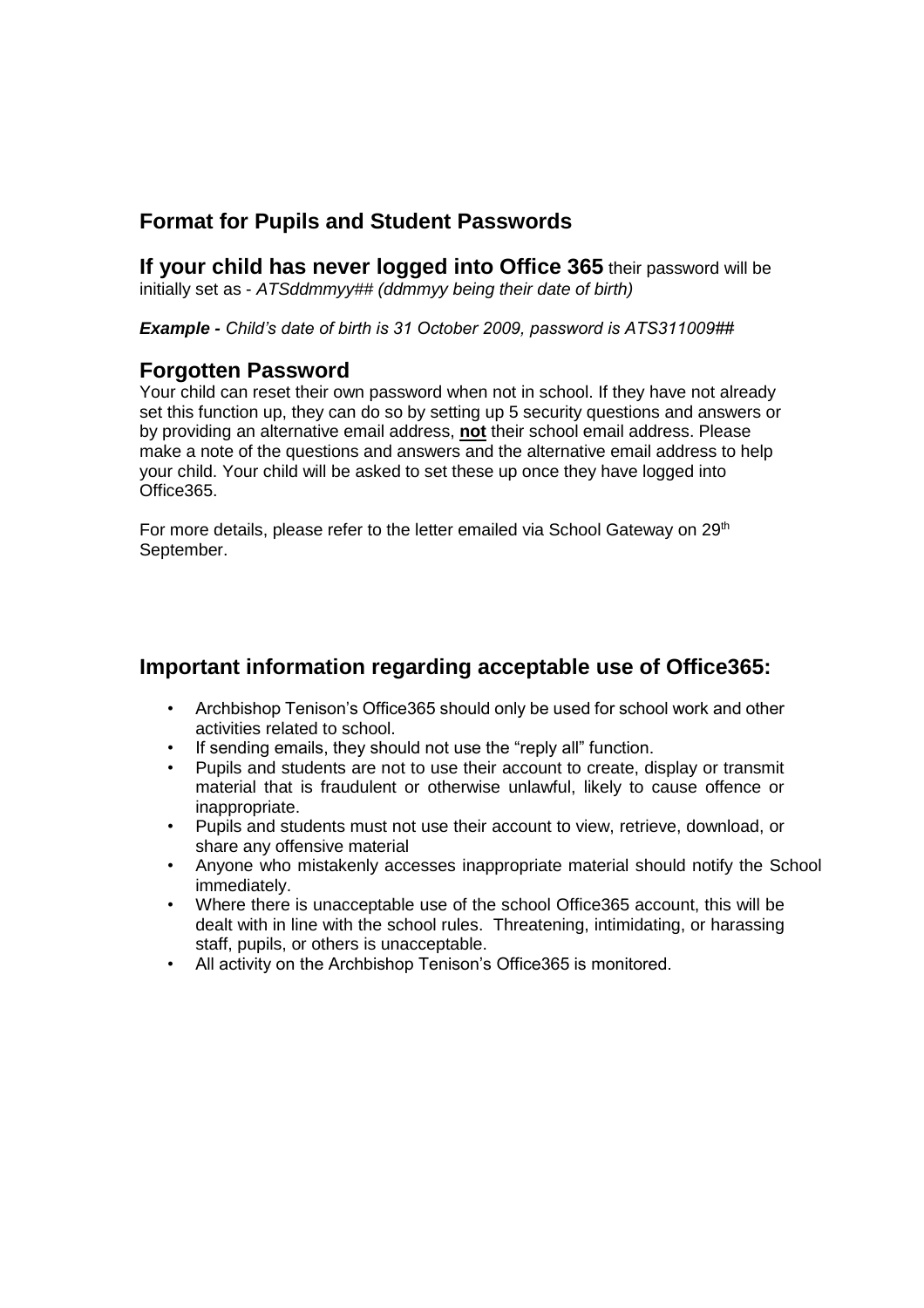## Format for Pupils and Student Passwords

**If your child has never logged into Office 365** their password will be initially set as - *ATSddmmyy## (ddmmyy being their date of birth)*

***Example*** *- Child's date of birth is 31 October 2009, password is ATS311009##*

## Forgotten Password

Your child can reset their own password when not in school. If they have not already set this function up, they can do so by setting up 5 security questions and answers or by providing an alternative email address, **not** their school email address. Please make a note of the questions and answers and the alternative email address to help your child. Your child will be asked to set these up once they have logged into Office365.

For more details, please refer to the letter emailed via School Gateway on 29th September.

## Important information regarding acceptable use of Office365:

- Archbishop Tenison's Office365 should only be used for school work and other activities related to school.
- If sending emails, they should not use the "reply all" function.
- Pupils and students are not to use their account to create, display or transmit material that is fraudulent or otherwise unlawful, likely to cause offence or inappropriate.
- Pupils and students must not use their account to view, retrieve, download, or share any offensive material
- Anyone who mistakenly accesses inappropriate material should notify the School immediately.
- Where there is unacceptable use of the school Office365 account, this will be dealt with in line with the school rules. Threatening, intimidating, or harassing staff, pupils, or others is unacceptable.
- All activity on the Archbishop Tenison's Office365 is monitored.